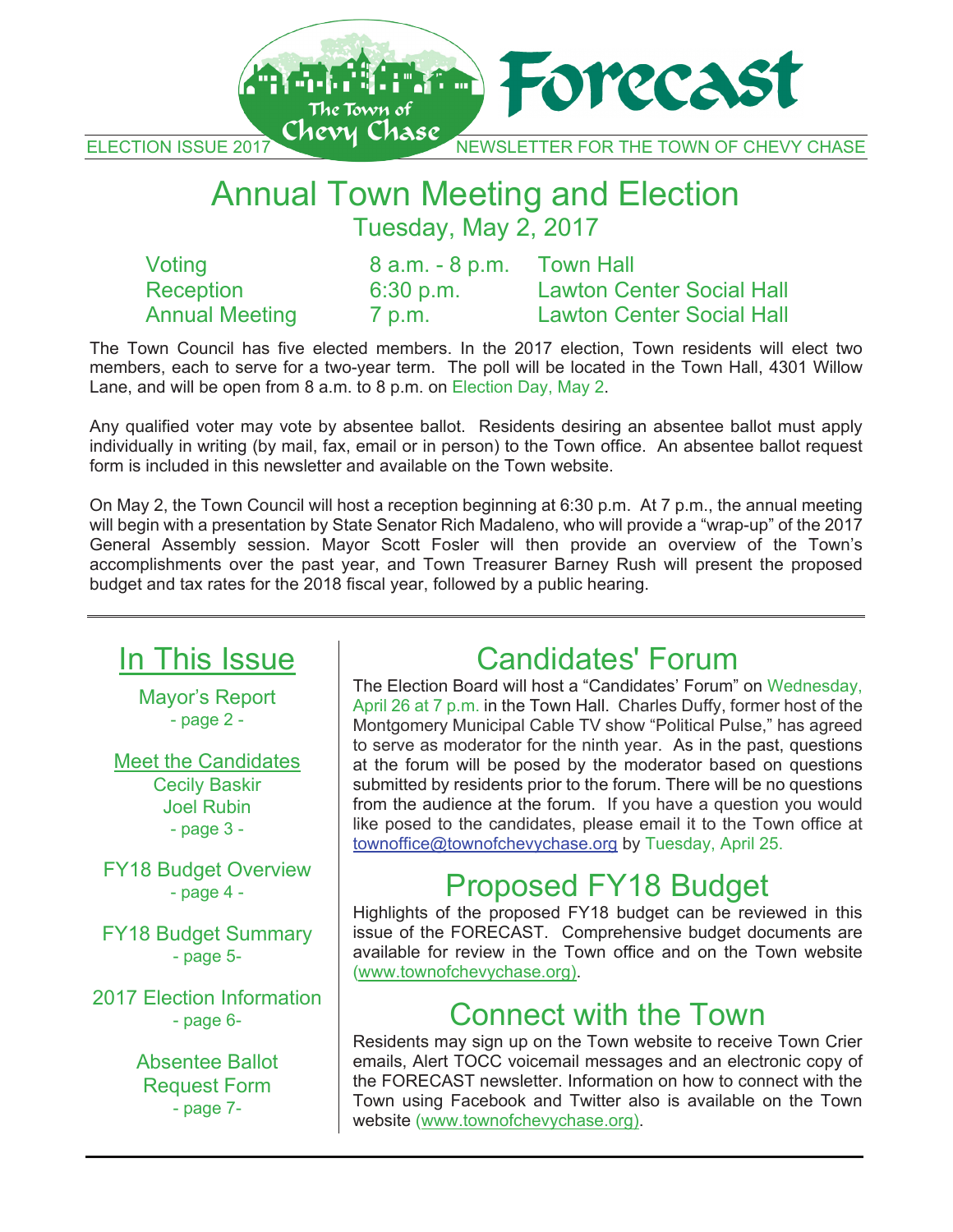# Forecast

The Town of Chevy Chase

ELECTION ISSUE 2017 — NEWSLETTER FOR THE TOWN OF CHEVY CHASE

## Annual Town Meeting and Election

### Tuesday, May 2, 2017

| | | |
|---|---|---|
| Voting | 8 a.m. - 8 p.m. | Town Hall |
| Reception | 6:30 p.m. | Lawton Center Social Hall |
| Annual Meeting | 7 p.m. | Lawton Center Social Hall |

The Town Council has five elected members. In the 2017 election, Town residents will elect two members, each to serve for a two-year term. The poll will be located in the Town Hall, 4301 Willow Lane, and will be open from 8 a.m. to 8 p.m. on Election Day, May 2.

Any qualified voter may vote by absentee ballot. Residents desiring an absentee ballot must apply individually in writing (by mail, fax, email or in person) to the Town office. An absentee ballot request form is included in this newsletter and available on the Town website.

On May 2, the Town Council will host a reception beginning at 6:30 p.m. At 7 p.m., the annual meeting will begin with a presentation by State Senator Rich Madaleno, who will provide a "wrap-up" of the 2017 General Assembly session. Mayor Scott Fosler will then provide an overview of the Town's accomplishments over the past year, and Town Treasurer Barney Rush will present the proposed budget and tax rates for the 2018 fiscal year, followed by a public hearing.

## In This Issue

Mayor's Report
- page 2 -

Meet the Candidates
Cecily Baskir
Joel Rubin
- page 3 -

FY18 Budget Overview
- page 4 -

FY18 Budget Summary
- page 5-

2017 Election Information
- page 6-

Absentee Ballot Request Form
- page 7-

## Candidates' Forum

The Election Board will host a "Candidates' Forum" on Wednesday, April 26 at 7 p.m. in the Town Hall. Charles Duffy, former host of the Montgomery Municipal Cable TV show "Political Pulse," has agreed to serve as moderator for the ninth year. As in the past, questions at the forum will be posed by the moderator based on questions submitted by residents prior to the forum. There will be no questions from the audience at the forum. If you have a question you would like posed to the candidates, please email it to the Town office at townoffice@townofchevychase.org by Tuesday, April 25.

## Proposed FY18 Budget

Highlights of the proposed FY18 budget can be reviewed in this issue of the FORECAST. Comprehensive budget documents are available for review in the Town office and on the Town website (www.townofchevychase.org).

## Connect with the Town

Residents may sign up on the Town website to receive Town Crier emails, Alert TOCC voicemail messages and an electronic copy of the FORECAST newsletter. Information on how to connect with the Town using Facebook and Twitter also is available on the Town website (www.townofchevychase.org).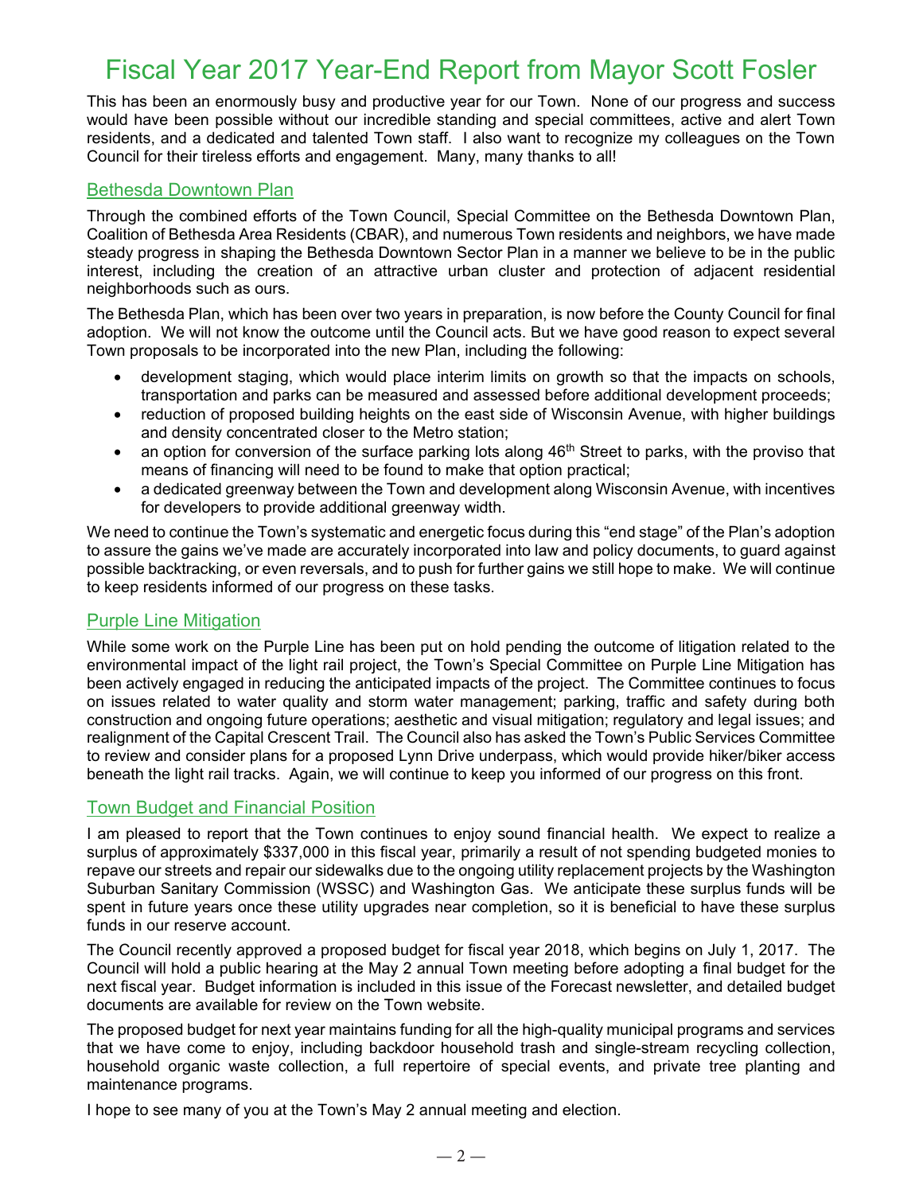# Fiscal Year 2017 Year-End Report from Mayor Scott Fosler

This has been an enormously busy and productive year for our Town. None of our progress and success would have been possible without our incredible standing and special committees, active and alert Town residents, and a dedicated and talented Town staff. I also want to recognize my colleagues on the Town Council for their tireless efforts and engagement. Many, many thanks to all!

## Bethesda Downtown Plan

Through the combined efforts of the Town Council, Special Committee on the Bethesda Downtown Plan, Coalition of Bethesda Area Residents (CBAR), and numerous Town residents and neighbors, we have made steady progress in shaping the Bethesda Downtown Sector Plan in a manner we believe to be in the public interest, including the creation of an attractive urban cluster and protection of adjacent residential neighborhoods such as ours.

The Bethesda Plan, which has been over two years in preparation, is now before the County Council for final adoption. We will not know the outcome until the Council acts. But we have good reason to expect several Town proposals to be incorporated into the new Plan, including the following:

- development staging, which would place interim limits on growth so that the impacts on schools, transportation and parks can be measured and assessed before additional development proceeds;
- reduction of proposed building heights on the east side of Wisconsin Avenue, with higher buildings and density concentrated closer to the Metro station;
- an option for conversion of the surface parking lots along 46th Street to parks, with the proviso that means of financing will need to be found to make that option practical;
- a dedicated greenway between the Town and development along Wisconsin Avenue, with incentives for developers to provide additional greenway width.

We need to continue the Town's systematic and energetic focus during this "end stage" of the Plan's adoption to assure the gains we've made are accurately incorporated into law and policy documents, to guard against possible backtracking, or even reversals, and to push for further gains we still hope to make. We will continue to keep residents informed of our progress on these tasks.

## Purple Line Mitigation

While some work on the Purple Line has been put on hold pending the outcome of litigation related to the environmental impact of the light rail project, the Town's Special Committee on Purple Line Mitigation has been actively engaged in reducing the anticipated impacts of the project. The Committee continues to focus on issues related to water quality and storm water management; parking, traffic and safety during both construction and ongoing future operations; aesthetic and visual mitigation; regulatory and legal issues; and realignment of the Capital Crescent Trail. The Council also has asked the Town's Public Services Committee to review and consider plans for a proposed Lynn Drive underpass, which would provide hiker/biker access beneath the light rail tracks. Again, we will continue to keep you informed of our progress on this front.

## Town Budget and Financial Position

I am pleased to report that the Town continues to enjoy sound financial health. We expect to realize a surplus of approximately $337,000 in this fiscal year, primarily a result of not spending budgeted monies to repave our streets and repair our sidewalks due to the ongoing utility replacement projects by the Washington Suburban Sanitary Commission (WSSC) and Washington Gas. We anticipate these surplus funds will be spent in future years once these utility upgrades near completion, so it is beneficial to have these surplus funds in our reserve account.

The Council recently approved a proposed budget for fiscal year 2018, which begins on July 1, 2017. The Council will hold a public hearing at the May 2 annual Town meeting before adopting a final budget for the next fiscal year. Budget information is included in this issue of the Forecast newsletter, and detailed budget documents are available for review on the Town website.

The proposed budget for next year maintains funding for all the high-quality municipal programs and services that we have come to enjoy, including backdoor household trash and single-stream recycling collection, household organic waste collection, a full repertoire of special events, and private tree planting and maintenance programs.

I hope to see many of you at the Town's May 2 annual meeting and election.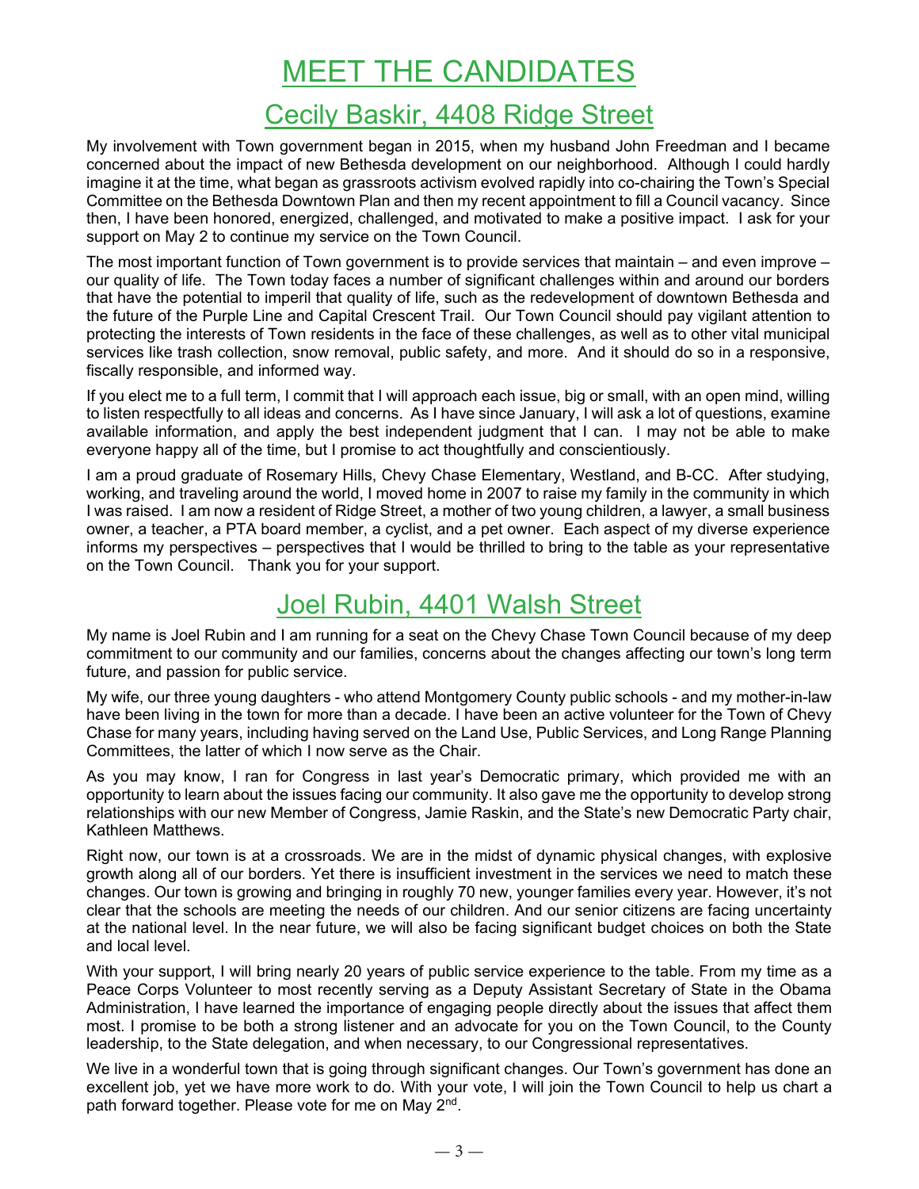# MEET THE CANDIDATES

## Cecily Baskir, 4408 Ridge Street

My involvement with Town government began in 2015, when my husband John Freedman and I became concerned about the impact of new Bethesda development on our neighborhood. Although I could hardly imagine it at the time, what began as grassroots activism evolved rapidly into co-chairing the Town's Special Committee on the Bethesda Downtown Plan and then my recent appointment to fill a Council vacancy. Since then, I have been honored, energized, challenged, and motivated to make a positive impact. I ask for your support on May 2 to continue my service on the Town Council.

The most important function of Town government is to provide services that maintain – and even improve – our quality of life. The Town today faces a number of significant challenges within and around our borders that have the potential to imperil that quality of life, such as the redevelopment of downtown Bethesda and the future of the Purple Line and Capital Crescent Trail. Our Town Council should pay vigilant attention to protecting the interests of Town residents in the face of these challenges, as well as to other vital municipal services like trash collection, snow removal, public safety, and more. And it should do so in a responsive, fiscally responsible, and informed way.

If you elect me to a full term, I commit that I will approach each issue, big or small, with an open mind, willing to listen respectfully to all ideas and concerns. As I have since January, I will ask a lot of questions, examine available information, and apply the best independent judgment that I can. I may not be able to make everyone happy all of the time, but I promise to act thoughtfully and conscientiously.

I am a proud graduate of Rosemary Hills, Chevy Chase Elementary, Westland, and B-CC. After studying, working, and traveling around the world, I moved home in 2007 to raise my family in the community in which I was raised. I am now a resident of Ridge Street, a mother of two young children, a lawyer, a small business owner, a teacher, a PTA board member, a cyclist, and a pet owner. Each aspect of my diverse experience informs my perspectives – perspectives that I would be thrilled to bring to the table as your representative on the Town Council. Thank you for your support.

## Joel Rubin, 4401 Walsh Street

My name is Joel Rubin and I am running for a seat on the Chevy Chase Town Council because of my deep commitment to our community and our families, concerns about the changes affecting our town's long term future, and passion for public service.

My wife, our three young daughters - who attend Montgomery County public schools - and my mother-in-law have been living in the town for more than a decade. I have been an active volunteer for the Town of Chevy Chase for many years, including having served on the Land Use, Public Services, and Long Range Planning Committees, the latter of which I now serve as the Chair.

As you may know, I ran for Congress in last year's Democratic primary, which provided me with an opportunity to learn about the issues facing our community. It also gave me the opportunity to develop strong relationships with our new Member of Congress, Jamie Raskin, and the State's new Democratic Party chair, Kathleen Matthews.

Right now, our town is at a crossroads. We are in the midst of dynamic physical changes, with explosive growth along all of our borders. Yet there is insufficient investment in the services we need to match these changes. Our town is growing and bringing in roughly 70 new, younger families every year. However, it's not clear that the schools are meeting the needs of our children. And our senior citizens are facing uncertainty at the national level. In the near future, we will also be facing significant budget choices on both the State and local level.

With your support, I will bring nearly 20 years of public service experience to the table. From my time as a Peace Corps Volunteer to most recently serving as a Deputy Assistant Secretary of State in the Obama Administration, I have learned the importance of engaging people directly about the issues that affect them most. I promise to be both a strong listener and an advocate for you on the Town Council, to the County leadership, to the State delegation, and when necessary, to our Congressional representatives.

We live in a wonderful town that is going through significant changes. Our Town's government has done an excellent job, yet we have more work to do. With your vote, I will join the Town Council to help us chart a path forward together. Please vote for me on May 2nd.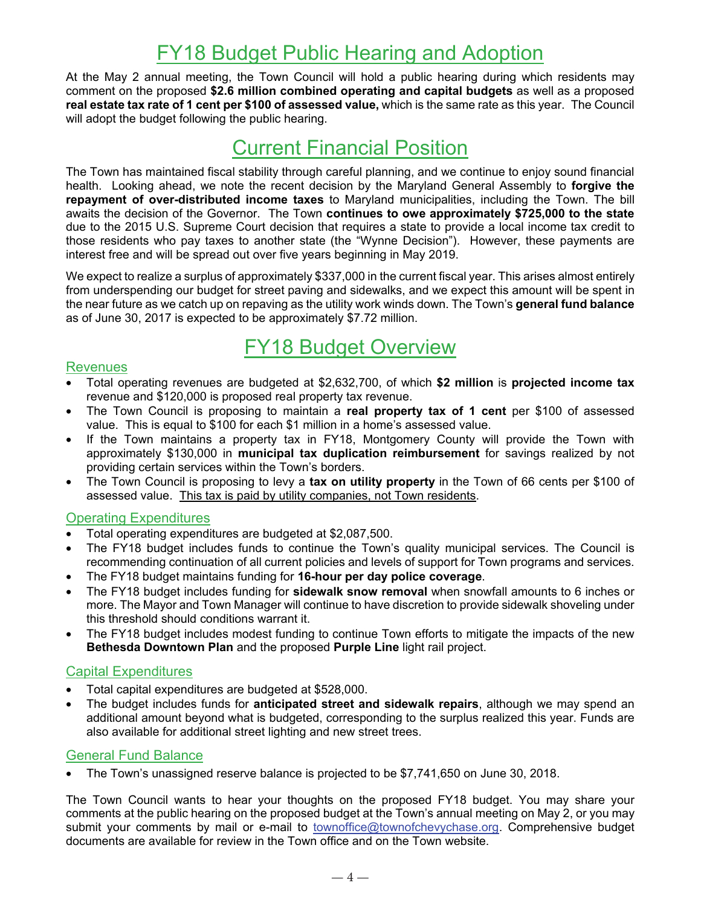# FY18 Budget Public Hearing and Adoption

At the May 2 annual meeting, the Town Council will hold a public hearing during which residents may comment on the proposed **$2.6 million combined operating and capital budgets** as well as a proposed **real estate tax rate of 1 cent per $100 of assessed value,** which is the same rate as this year. The Council will adopt the budget following the public hearing.

# Current Financial Position

The Town has maintained fiscal stability through careful planning, and we continue to enjoy sound financial health. Looking ahead, we note the recent decision by the Maryland General Assembly to **forgive the repayment of over-distributed income taxes** to Maryland municipalities, including the Town. The bill awaits the decision of the Governor. The Town **continues to owe approximately $725,000 to the state** due to the 2015 U.S. Supreme Court decision that requires a state to provide a local income tax credit to those residents who pay taxes to another state (the "Wynne Decision"). However, these payments are interest free and will be spread out over five years beginning in May 2019.

We expect to realize a surplus of approximately $337,000 in the current fiscal year. This arises almost entirely from underspending our budget for street paving and sidewalks, and we expect this amount will be spent in the near future as we catch up on repaving as the utility work winds down. The Town's **general fund balance** as of June 30, 2017 is expected to be approximately $7.72 million.

# FY18 Budget Overview

## Revenues

- Total operating revenues are budgeted at $2,632,700, of which **$2 million** is **projected income tax** revenue and $120,000 is proposed real property tax revenue.
- The Town Council is proposing to maintain a **real property tax of 1 cent** per $100 of assessed value. This is equal to $100 for each $1 million in a home's assessed value.
- If the Town maintains a property tax in FY18, Montgomery County will provide the Town with approximately $130,000 in **municipal tax duplication reimbursement** for savings realized by not providing certain services within the Town's borders.
- The Town Council is proposing to levy a **tax on utility property** in the Town of 66 cents per $100 of assessed value. This tax is paid by utility companies, not Town residents.

## Operating Expenditures

- Total operating expenditures are budgeted at $2,087,500.
- The FY18 budget includes funds to continue the Town's quality municipal services. The Council is recommending continuation of all current policies and levels of support for Town programs and services.
- The FY18 budget maintains funding for **16-hour per day police coverage**.
- The FY18 budget includes funding for **sidewalk snow removal** when snowfall amounts to 6 inches or more. The Mayor and Town Manager will continue to have discretion to provide sidewalk shoveling under this threshold should conditions warrant it.
- The FY18 budget includes modest funding to continue Town efforts to mitigate the impacts of the new **Bethesda Downtown Plan** and the proposed **Purple Line** light rail project.

## Capital Expenditures

- Total capital expenditures are budgeted at $528,000.
- The budget includes funds for **anticipated street and sidewalk repairs**, although we may spend an additional amount beyond what is budgeted, corresponding to the surplus realized this year. Funds are also available for additional street lighting and new street trees.

## General Fund Balance

- The Town's unassigned reserve balance is projected to be $7,741,650 on June 30, 2018.

The Town Council wants to hear your thoughts on the proposed FY18 budget. You may share your comments at the public hearing on the proposed budget at the Town's annual meeting on May 2, or you may submit your comments by mail or e-mail to townoffice@townofchevychase.org. Comprehensive budget documents are available for review in the Town office and on the Town website.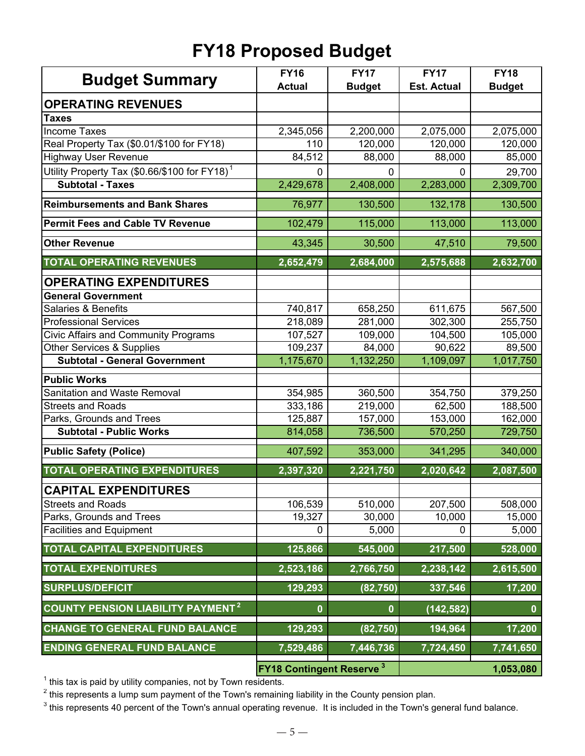# FY18 Proposed Budget

| Budget Summary | FY16 Actual | FY17 Budget | FY17 Est. Actual | FY18 Budget |
|---|---|---|---|---|
| **OPERATING REVENUES** | | | | |
| **Taxes** | | | | |
| Income Taxes | 2,345,056 | 2,200,000 | 2,075,000 | 2,075,000 |
| Real Property Tax ($0.01/$100 for FY18) | 110 | 120,000 | 120,000 | 120,000 |
| Highway User Revenue | 84,512 | 88,000 | 88,000 | 85,000 |
| Utility Property Tax ($0.66/$100 for FY18)[1] | 0 | 0 | 0 | 29,700 |
| **Subtotal - Taxes** | 2,429,678 | 2,408,000 | 2,283,000 | 2,309,700 |
| **Reimbursements and Bank Shares** | 76,977 | 130,500 | 132,178 | 130,500 |
| **Permit Fees and Cable TV Revenue** | 102,479 | 115,000 | 113,000 | 113,000 |
| **Other Revenue** | 43,345 | 30,500 | 47,510 | 79,500 |
| **TOTAL OPERATING REVENUES** | **2,652,479** | **2,684,000** | **2,575,688** | **2,632,700** |
| **OPERATING EXPENDITURES** | | | | |
| **General Government** | | | | |
| Salaries & Benefits | 740,817 | 658,250 | 611,675 | 567,500 |
| Professional Services | 218,089 | 281,000 | 302,300 | 255,750 |
| Civic Affairs and Community Programs | 107,527 | 109,000 | 104,500 | 105,000 |
| Other Services & Supplies | 109,237 | 84,000 | 90,622 | 89,500 |
| **Subtotal - General Government** | 1,175,670 | 1,132,250 | 1,109,097 | 1,017,750 |
| **Public Works** | | | | |
| Sanitation and Waste Removal | 354,985 | 360,500 | 354,750 | 379,250 |
| Streets and Roads | 333,186 | 219,000 | 62,500 | 188,500 |
| Parks, Grounds and Trees | 125,887 | 157,000 | 153,000 | 162,000 |
| **Subtotal - Public Works** | 814,058 | 736,500 | 570,250 | 729,750 |
| **Public Safety (Police)** | 407,592 | 353,000 | 341,295 | 340,000 |
| **TOTAL OPERATING EXPENDITURES** | **2,397,320** | **2,221,750** | **2,020,642** | **2,087,500** |
| **CAPITAL EXPENDITURES** | | | | |
| Streets and Roads | 106,539 | 510,000 | 207,500 | 508,000 |
| Parks, Grounds and Trees | 19,327 | 30,000 | 10,000 | 15,000 |
| Facilities and Equipment | 0 | 5,000 | 0 | 5,000 |
| **TOTAL CAPITAL EXPENDITURES** | **125,866** | **545,000** | **217,500** | **528,000** |
| **TOTAL EXPENDITURES** | **2,523,186** | **2,766,750** | **2,238,142** | **2,615,500** |
| **SURPLUS/DEFICIT** | **129,293** | **(82,750)** | **337,546** | **17,200** |
| **COUNTY PENSION LIABILITY PAYMENT[2]** | **0** | **0** | **(142,582)** | **0** |
| **CHANGE TO GENERAL FUND BALANCE** | **129,293** | **(82,750)** | **194,964** | **17,200** |
| **ENDING GENERAL FUND BALANCE** | **7,529,486** | **7,446,736** | **7,724,450** | **7,741,650** |
| | **FY18 Contingent Reserve[3]** | | | **1,053,080** |

[1] this tax is paid by utility companies, not by Town residents.

[2] this represents a lump sum payment of the Town's remaining liability in the County pension plan.

[3] this represents 40 percent of the Town's annual operating revenue. It is included in the Town's general fund balance.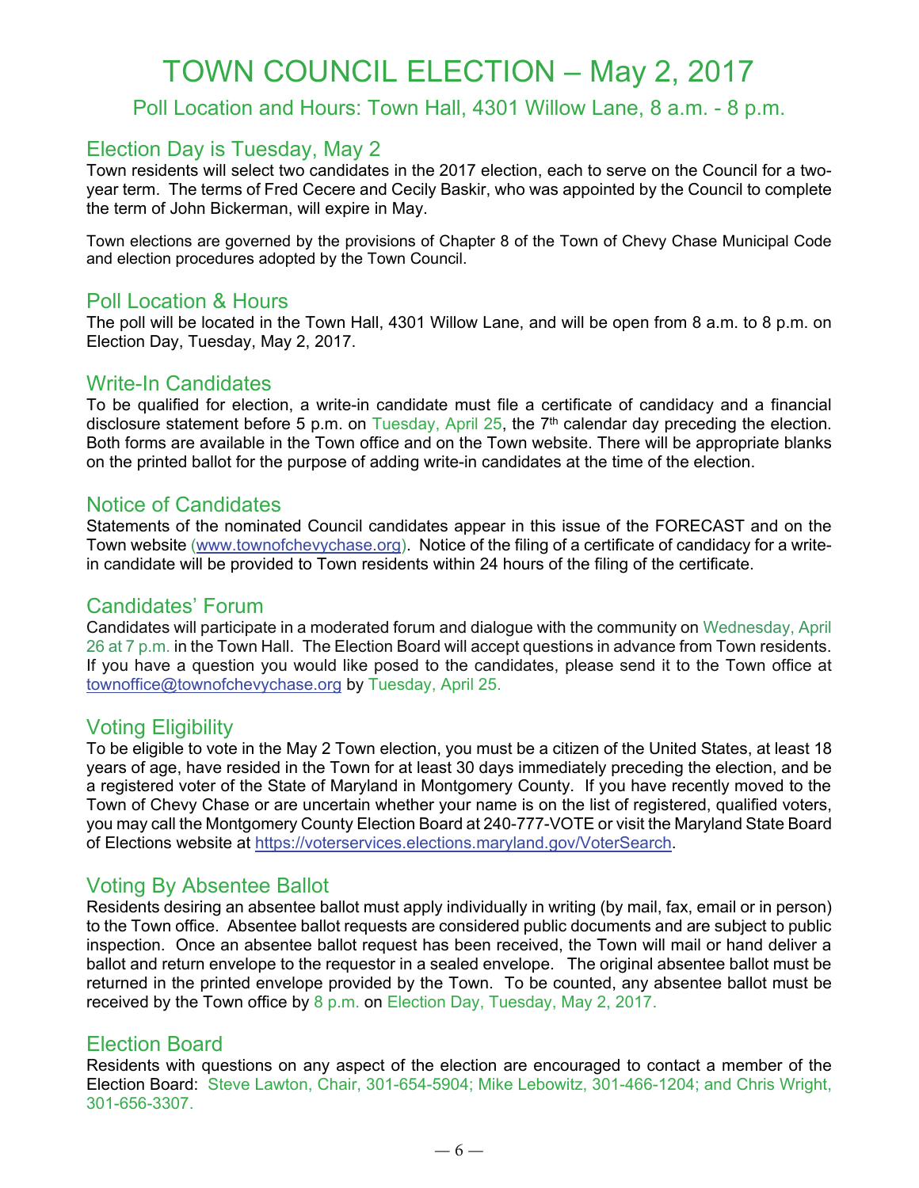# TOWN COUNCIL ELECTION – May 2, 2017

### Poll Location and Hours: Town Hall, 4301 Willow Lane, 8 a.m. - 8 p.m.

## Election Day is Tuesday, May 2

Town residents will select two candidates in the 2017 election, each to serve on the Council for a two-year term. The terms of Fred Cecere and Cecily Baskir, who was appointed by the Council to complete the term of John Bickerman, will expire in May.

Town elections are governed by the provisions of Chapter 8 of the Town of Chevy Chase Municipal Code and election procedures adopted by the Town Council.

## Poll Location & Hours

The poll will be located in the Town Hall, 4301 Willow Lane, and will be open from 8 a.m. to 8 p.m. on Election Day, Tuesday, May 2, 2017.

## Write-In Candidates

To be qualified for election, a write-in candidate must file a certificate of candidacy and a financial disclosure statement before 5 p.m. on Tuesday, April 25, the 7th calendar day preceding the election. Both forms are available in the Town office and on the Town website. There will be appropriate blanks on the printed ballot for the purpose of adding write-in candidates at the time of the election.

## Notice of Candidates

Statements of the nominated Council candidates appear in this issue of the FORECAST and on the Town website (www.townofchevychase.org). Notice of the filing of a certificate of candidacy for a write-in candidate will be provided to Town residents within 24 hours of the filing of the certificate.

## Candidates' Forum

Candidates will participate in a moderated forum and dialogue with the community on Wednesday, April 26 at 7 p.m. in the Town Hall. The Election Board will accept questions in advance from Town residents. If you have a question you would like posed to the candidates, please send it to the Town office at townoffice@townofchevychase.org by Tuesday, April 25.

## Voting Eligibility

To be eligible to vote in the May 2 Town election, you must be a citizen of the United States, at least 18 years of age, have resided in the Town for at least 30 days immediately preceding the election, and be a registered voter of the State of Maryland in Montgomery County. If you have recently moved to the Town of Chevy Chase or are uncertain whether your name is on the list of registered, qualified voters, you may call the Montgomery County Election Board at 240-777-VOTE or visit the Maryland State Board of Elections website at https://voterservices.elections.maryland.gov/VoterSearch.

## Voting By Absentee Ballot

Residents desiring an absentee ballot must apply individually in writing (by mail, fax, email or in person) to the Town office. Absentee ballot requests are considered public documents and are subject to public inspection. Once an absentee ballot request has been received, the Town will mail or hand deliver a ballot and return envelope to the requestor in a sealed envelope. The original absentee ballot must be returned in the printed envelope provided by the Town. To be counted, any absentee ballot must be received by the Town office by 8 p.m. on Election Day, Tuesday, May 2, 2017.

## Election Board

Residents with questions on any aspect of the election are encouraged to contact a member of the Election Board: Steve Lawton, Chair, 301-654-5904; Mike Lebowitz, 301-466-1204; and Chris Wright, 301-656-3307.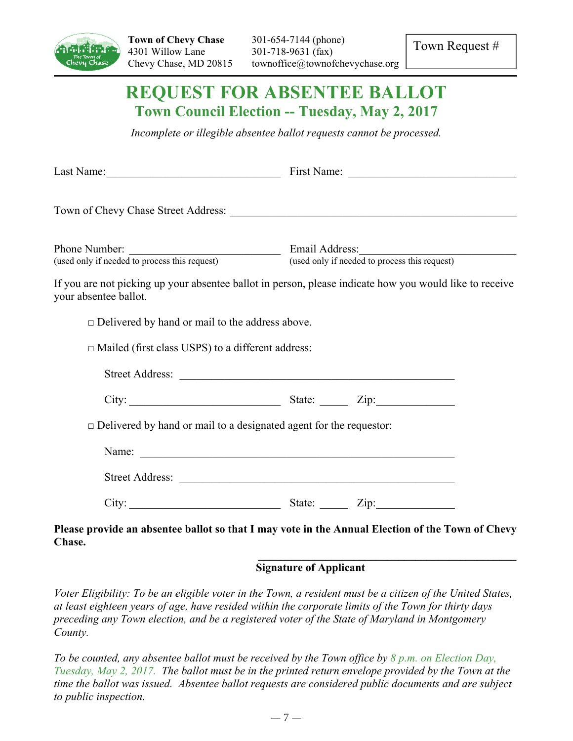**Town of Chevy Chase**
4301 Willow Lane
Chevy Chase, MD 20815

301-654-7144 (phone)
301-718-9631 (fax)
townoffice@townofchevychase.org

Town Request #

# REQUEST FOR ABSENTEE BALLOT

## Town Council Election -- Tuesday, May 2, 2017

*Incomplete or illegible absentee ballot requests cannot be processed.*

Last Name:_______________________________ First Name: _______________________________

Town of Chevy Chase Street Address: ______________________________________________________

Phone Number: ___________________________ Email Address:___________________________
(used only if needed to process this request) (used only if needed to process this request)

If you are not picking up your absentee ballot in person, please indicate how you would like to receive your absentee ballot.

□ Delivered by hand or mail to the address above.

□ Mailed (first class USPS) to a different address:

Street Address: ________________________________________________

City: ___________________________ State: _____ Zip:_____________

□ Delivered by hand or mail to a designated agent for the requestor:

Name: ________________________________________________________

Street Address: ________________________________________________

City: ___________________________ State: _____ Zip:_____________

**Please provide an absentee ballot so that I may vote in the Annual Election of the Town of Chevy Chase.**

_______________________________________________
**Signature of Applicant**

*Voter Eligibility: To be an eligible voter in the Town, a resident must be a citizen of the United States, at least eighteen years of age, have resided within the corporate limits of the Town for thirty days preceding any Town election, and be a registered voter of the State of Maryland in Montgomery County.*

*To be counted, any absentee ballot must be received by the Town office by 8 p.m. on Election Day, Tuesday, May 2, 2017. The ballot must be in the printed return envelope provided by the Town at the time the ballot was issued. Absentee ballot requests are considered public documents and are subject to public inspection.*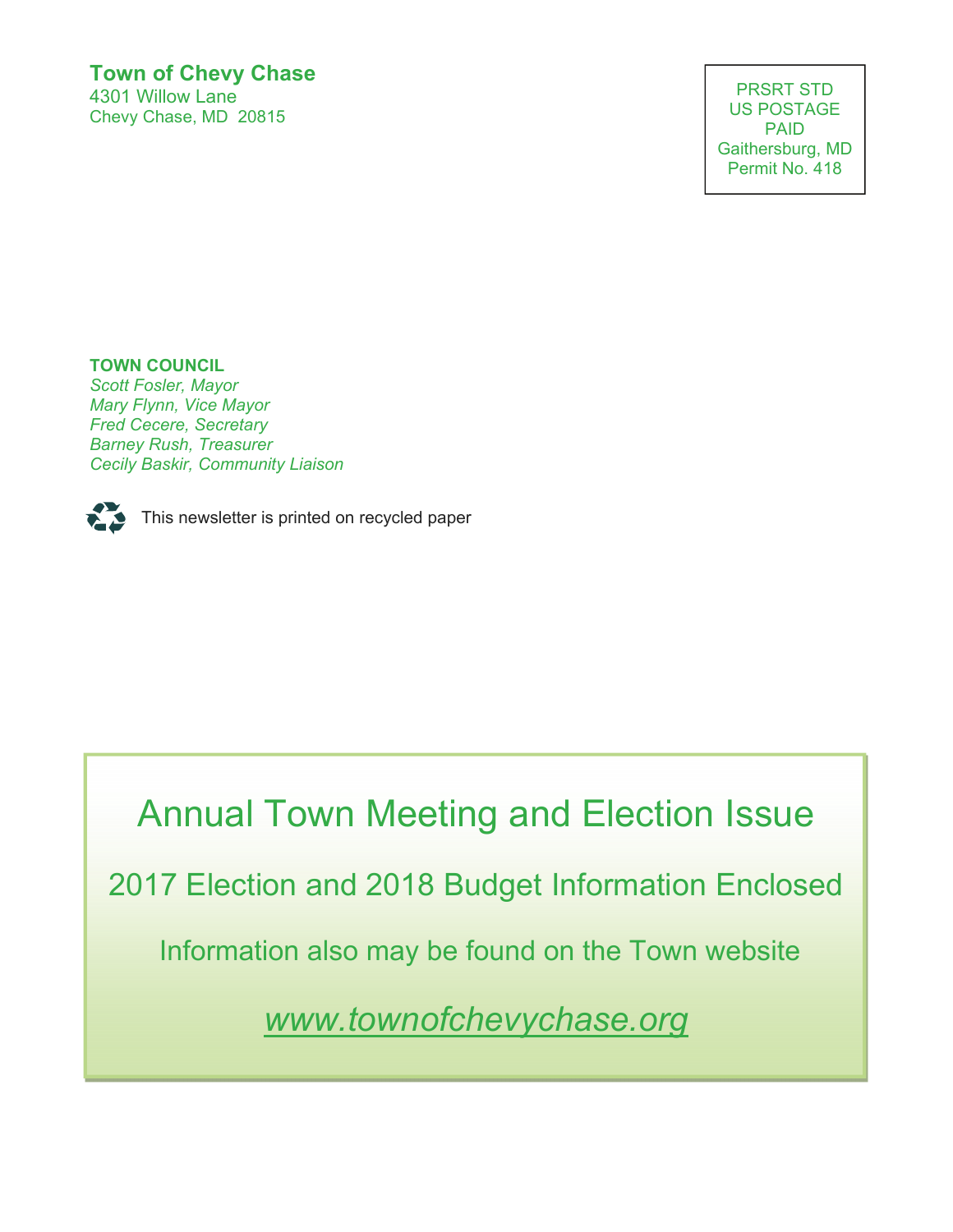**Town of Chevy Chase**
4301 Willow Lane
Chevy Chase, MD 20815

PRSRT STD
US POSTAGE
PAID
Gaithersburg, MD
Permit No. 418

**TOWN COUNCIL**
*Scott Fosler, Mayor*
*Mary Flynn, Vice Mayor*
*Fred Cecere, Secretary*
*Barney Rush, Treasurer*
*Cecily Baskir, Community Liaison*

This newsletter is printed on recycled paper

# Annual Town Meeting and Election Issue

## 2017 Election and 2018 Budget Information Enclosed

Information also may be found on the Town website

*www.townofchevychase.org*